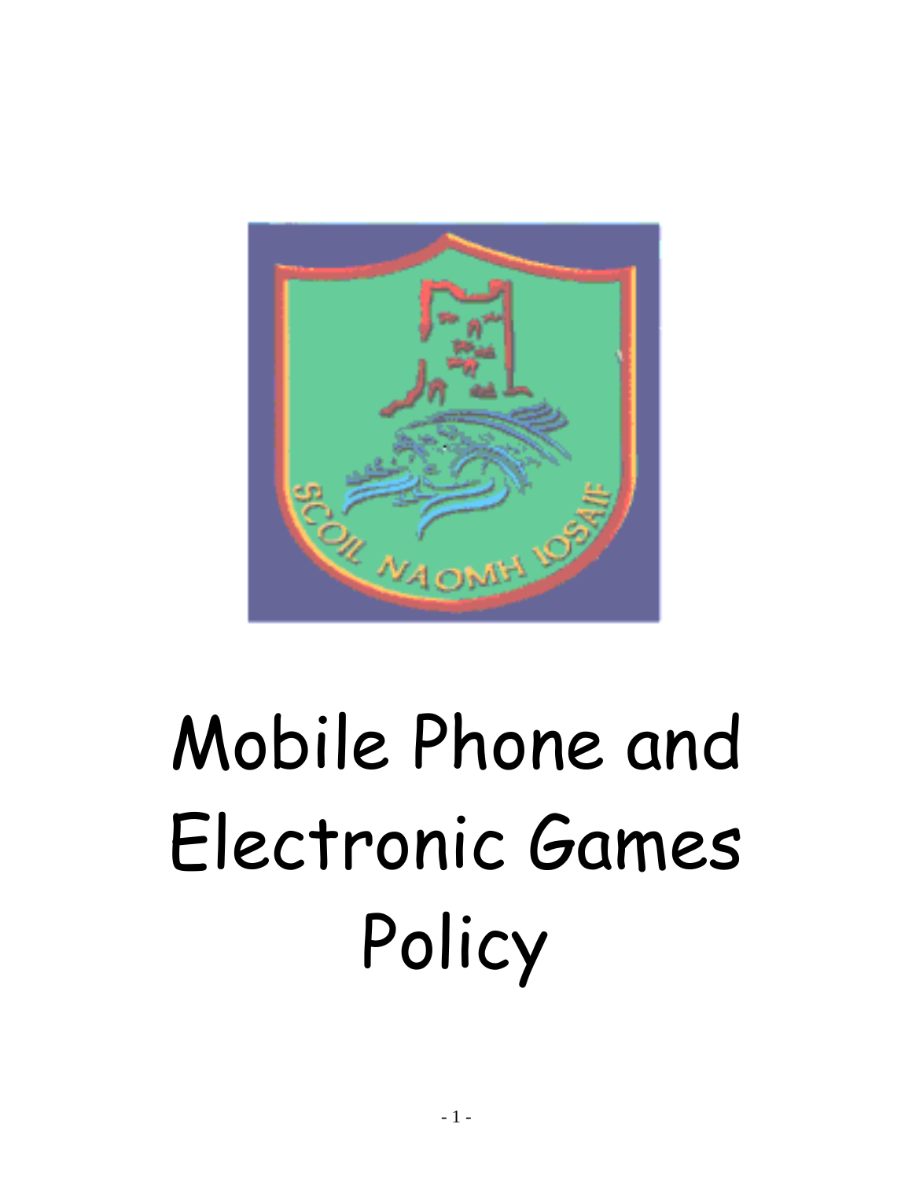# Mobile Phone and Electronic Games Policy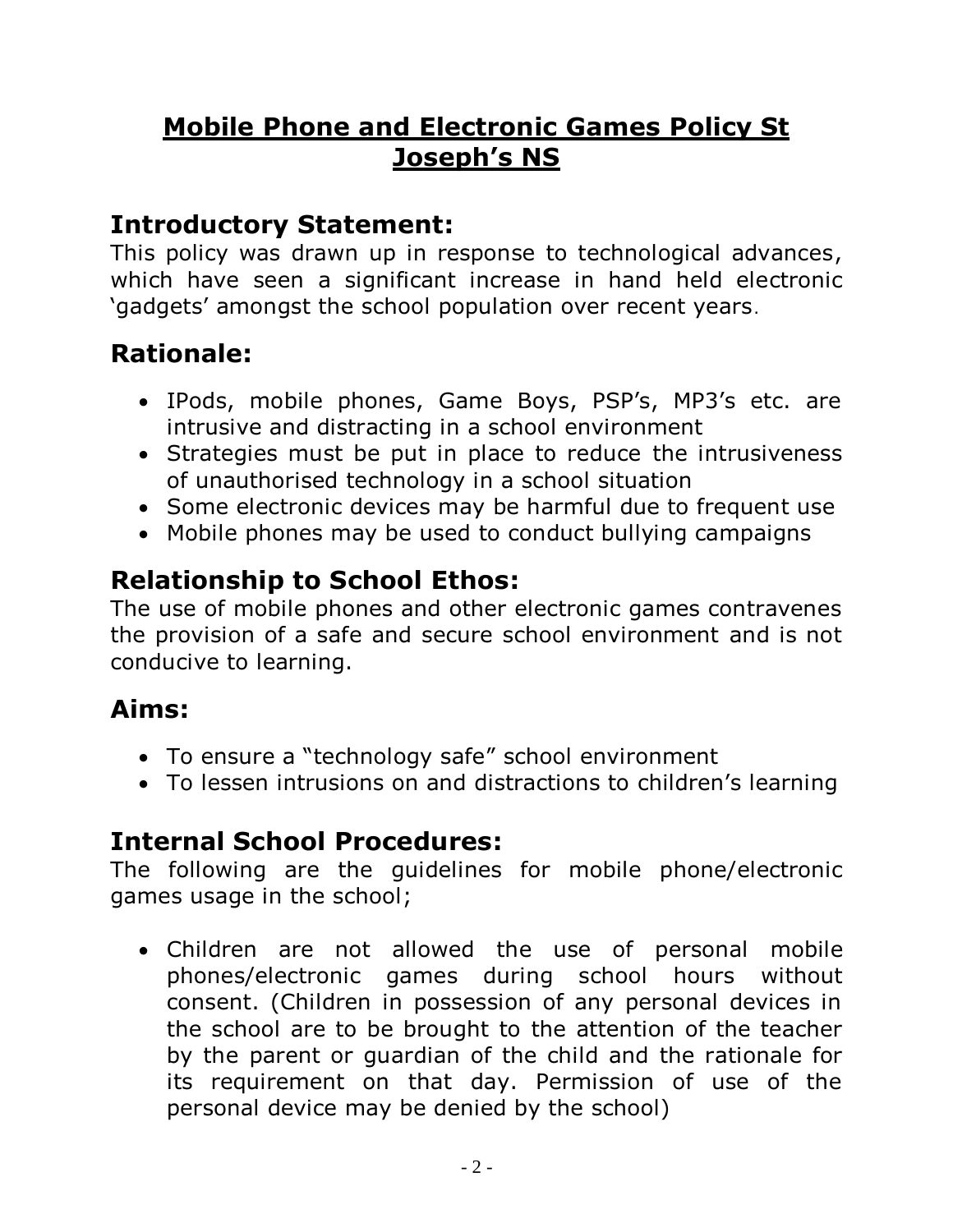# Mobile Phone and Electronic Games Policy St Joseph's NS

## Introductory Statement:

This policy was drawn up in response to technological advances, which have seen a significant increase in hand held electronic 'gadgets' amongst the school population over recent years.

## Rationale:

- IPods, mobile phones, Game Boys, PSP's, MP3's etc. are intrusive and distracting in a school environment
- Strategies must be put in place to reduce the intrusiveness of unauthorised technology in a school situation
- Some electronic devices may be harmful due to frequent use
- Mobile phones may be used to conduct bullying campaigns

## Relationship to School Ethos:

The use of mobile phones and other electronic games contravenes the provision of a safe and secure school environment and is not conducive to learning.

## Aims:

- To ensure a "technology safe" school environment
- To lessen intrusions on and distractions to children's learning

## Internal School Procedures:

The following are the guidelines for mobile phone/electronic games usage in the school;

- Children are not allowed the use of personal mobile phones/electronic games during school hours without consent. (Children in possession of any personal devices in the school are to be brought to the attention of the teacher by the parent or guardian of the child and the rationale for its requirement on that day. Permission of use of the personal device may be denied by the school)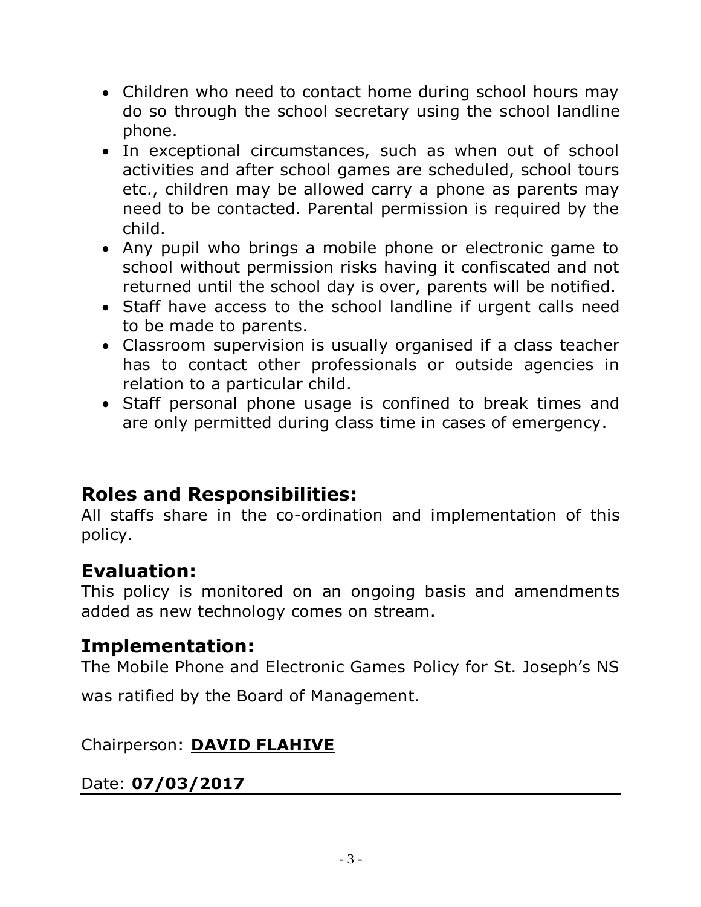- Children who need to contact home during school hours may do so through the school secretary using the school landline phone.
- In exceptional circumstances, such as when out of school activities and after school games are scheduled, school tours etc., children may be allowed carry a phone as parents may need to be contacted. Parental permission is required by the child.
- Any pupil who brings a mobile phone or electronic game to school without permission risks having it confiscated and not returned until the school day is over, parents will be notified.
- Staff have access to the school landline if urgent calls need to be made to parents.
- Classroom supervision is usually organised if a class teacher has to contact other professionals or outside agencies in relation to a particular child.
- Staff personal phone usage is confined to break times and are only permitted during class time in cases of emergency.

## Roles and Responsibilities:

All staffs share in the co-ordination and implementation of this policy.

## Evaluation:

This policy is monitored on an ongoing basis and amendments added as new technology comes on stream.

## Implementation:

The Mobile Phone and Electronic Games Policy for St. Joseph's NS was ratified by the Board of Management.

Chairperson: **DAVID FLAHIVE**

Date: **07/03/2017**